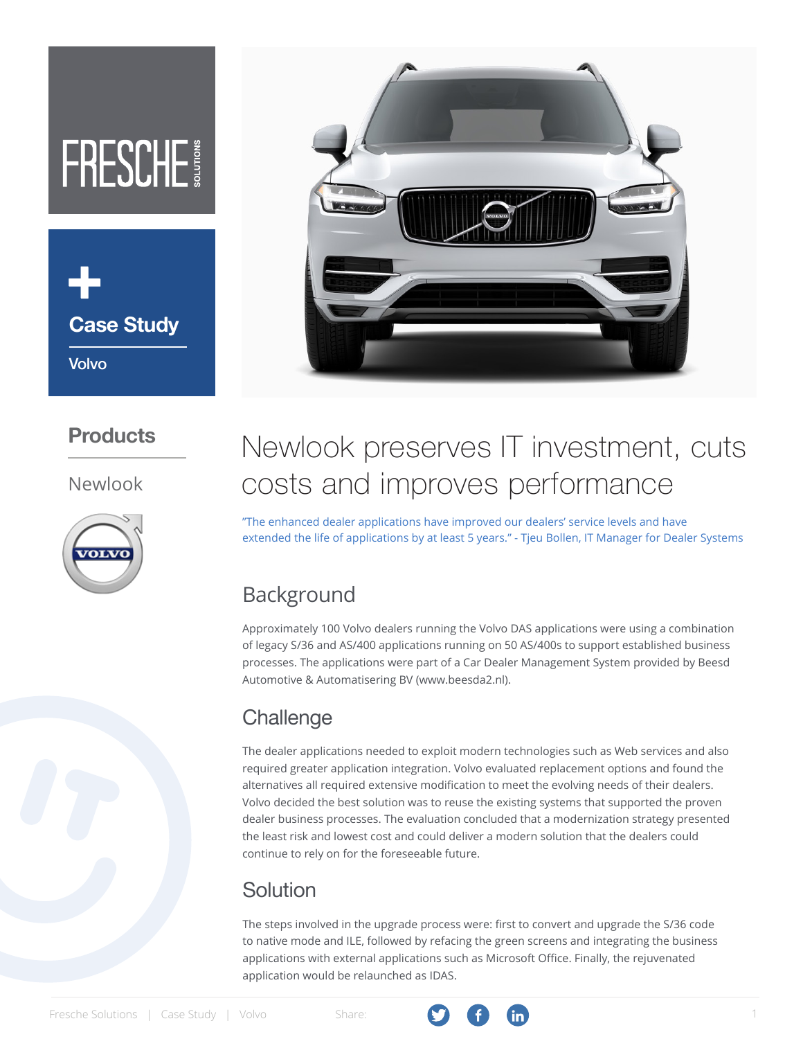FRESCHE SOLUTIONS

**+ Case Study**

Volvo

## Products

Newlook

# Newlook preserves IT investment, cuts costs and improves performance

"The enhanced dealer applications have improved our dealers' service levels and have extended the life of applications by at least 5 years." - Tjeu Bollen, IT Manager for Dealer Systems

## Background

Approximately 100 Volvo dealers running the Volvo DAS applications were using a combination of legacy S/36 and AS/400 applications running on 50 AS/400s to support established business processes. The applications were part of a Car Dealer Management System provided by Beesd Automotive & Automatisering BV (www.beesda2.nl).

## Challenge

The dealer applications needed to exploit modern technologies such as Web services and also required greater application integration. Volvo evaluated replacement options and found the alternatives all required extensive modification to meet the evolving needs of their dealers. Volvo decided the best solution was to reuse the existing systems that supported the proven dealer business processes. The evaluation concluded that a modernization strategy presented the least risk and lowest cost and could deliver a modern solution that the dealers could continue to rely on for the foreseeable future.

## Solution

The steps involved in the upgrade process were: first to convert and upgrade the S/36 code to native mode and ILE, followed by refacing the green screens and integrating the business applications with external applications such as Microsoft Office. Finally, the rejuvenated application would be relaunched as IDAS.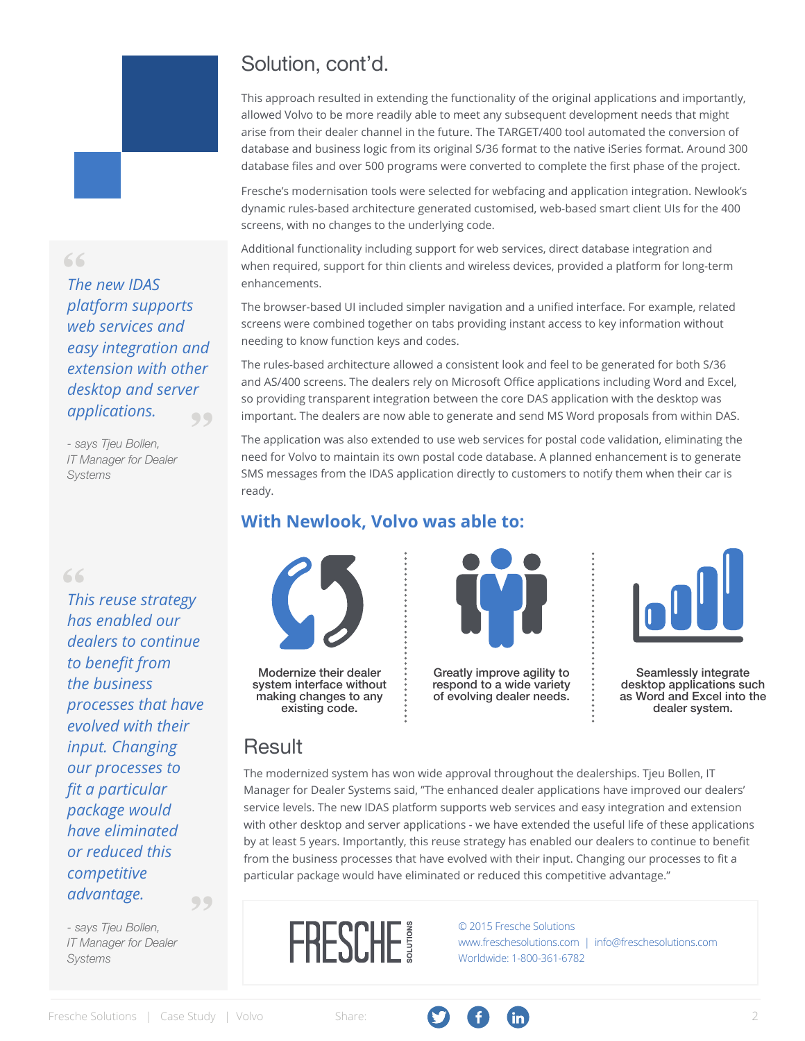## Solution, cont'd.

This approach resulted in extending the functionality of the original applications and importantly, allowed Volvo to be more readily able to meet any subsequent development needs that might arise from their dealer channel in the future. The TARGET/400 tool automated the conversion of database and business logic from its original S/36 format to the native iSeries format. Around 300 database files and over 500 programs were converted to complete the first phase of the project.

Fresche's modernisation tools were selected for webfacing and application integration. Newlook's dynamic rules-based architecture generated customised, web-based smart client UIs for the 400 screens, with no changes to the underlying code.

Additional functionality including support for web services, direct database integration and when required, support for thin clients and wireless devices, provided a platform for long-term enhancements.

The browser-based UI included simpler navigation and a unified interface. For example, related screens were combined together on tabs providing instant access to key information without needing to know function keys and codes.

The rules-based architecture allowed a consistent look and feel to be generated for both S/36 and AS/400 screens. The dealers rely on Microsoft Office applications including Word and Excel, so providing transparent integration between the core DAS application with the desktop was important. The dealers are now able to generate and send MS Word proposals from within DAS.

The application was also extended to use web services for postal code validation, eliminating the need for Volvo to maintain its own postal code database. A planned enhancement is to generate SMS messages from the IDAS application directly to customers to notify them when their car is ready.

> *The new IDAS platform supports web services and easy integration and extension with other desktop and server applications.*
>
> *- says Tjeu Bollen, IT Manager for Dealer Systems*

### With Newlook, Volvo was able to:

**Modernize their dealer system interface without making changes to any existing code.**

**Greatly improve agility to respond to a wide variety of evolving dealer needs.**

**Seamlessly integrate desktop applications such as Word and Excel into the dealer system.**

## Result

The modernized system has won wide approval throughout the dealerships. Tjeu Bollen, IT Manager for Dealer Systems said, "The enhanced dealer applications have improved our dealers' service levels. The new IDAS platform supports web services and easy integration and extension with other desktop and server applications - we have extended the useful life of these applications by at least 5 years. Importantly, this reuse strategy has enabled our dealers to continue to benefit from the business processes that have evolved with their input. Changing our processes to fit a particular package would have eliminated or reduced this competitive advantage."

> *This reuse strategy has enabled our dealers to continue to benefit from the business processes that have evolved with their input. Changing our processes to fit a particular package would have eliminated or reduced this competitive advantage.*
>
> *- says Tjeu Bollen, IT Manager for Dealer Systems*

FRESCHE SOLUTIONS

© 2015 Fresche Solutions
www.freschesolutions.com | info@freschesolutions.com
Worldwide: 1-800-361-6782